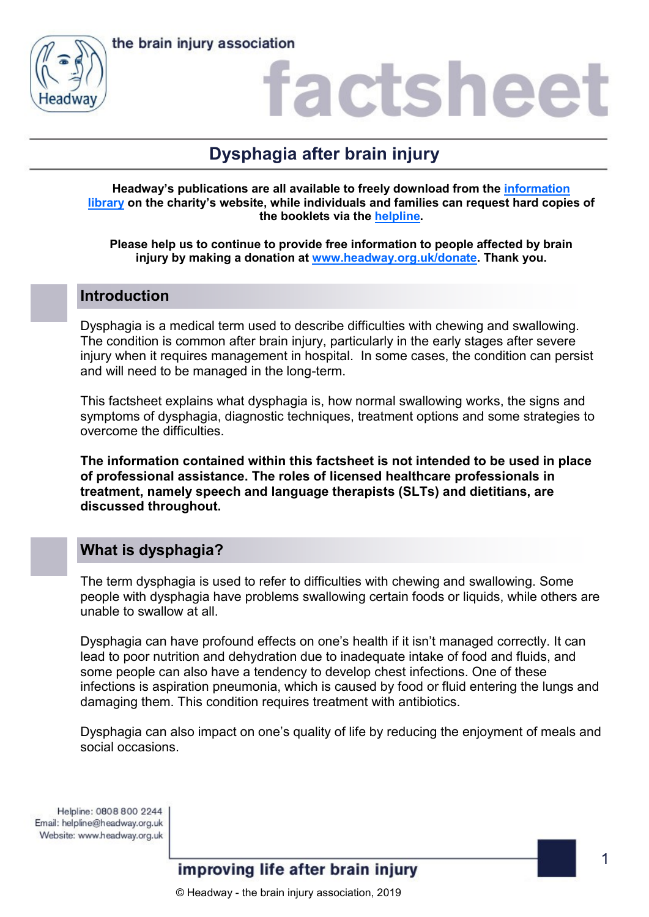the brain injury association

# factsheet

## Dysphagia after brain injury

**Headway's publications are all available to freely download from the [information library](#) on the charity's website, while individuals and families can request hard copies of the booklets via the [helpline](#).**

**Please help us to continue to provide free information to people affected by brain injury by making a donation at [www.headway.org.uk/donate](http://www.headway.org.uk/donate). Thank you.**

## Introduction

Dysphagia is a medical term used to describe difficulties with chewing and swallowing. The condition is common after brain injury, particularly in the early stages after severe injury when it requires management in hospital. In some cases, the condition can persist and will need to be managed in the long-term.

This factsheet explains what dysphagia is, how normal swallowing works, the signs and symptoms of dysphagia, diagnostic techniques, treatment options and some strategies to overcome the difficulties.

**The information contained within this factsheet is not intended to be used in place of professional assistance. The roles of licensed healthcare professionals in treatment, namely speech and language therapists (SLTs) and dietitians, are discussed throughout.**

## What is dysphagia?

The term dysphagia is used to refer to difficulties with chewing and swallowing. Some people with dysphagia have problems swallowing certain foods or liquids, while others are unable to swallow at all.

Dysphagia can have profound effects on one's health if it isn't managed correctly. It can lead to poor nutrition and dehydration due to inadequate intake of food and fluids, and some people can also have a tendency to develop chest infections. One of these infections is aspiration pneumonia, which is caused by food or fluid entering the lungs and damaging them. This condition requires treatment with antibiotics.

Dysphagia can also impact on one's quality of life by reducing the enjoyment of meals and social occasions.

Helpline: 0808 800 2244
Email: helpline@headway.org.uk
Website: www.headway.org.uk

improving life after brain injury

© Headway - the brain injury association, 2019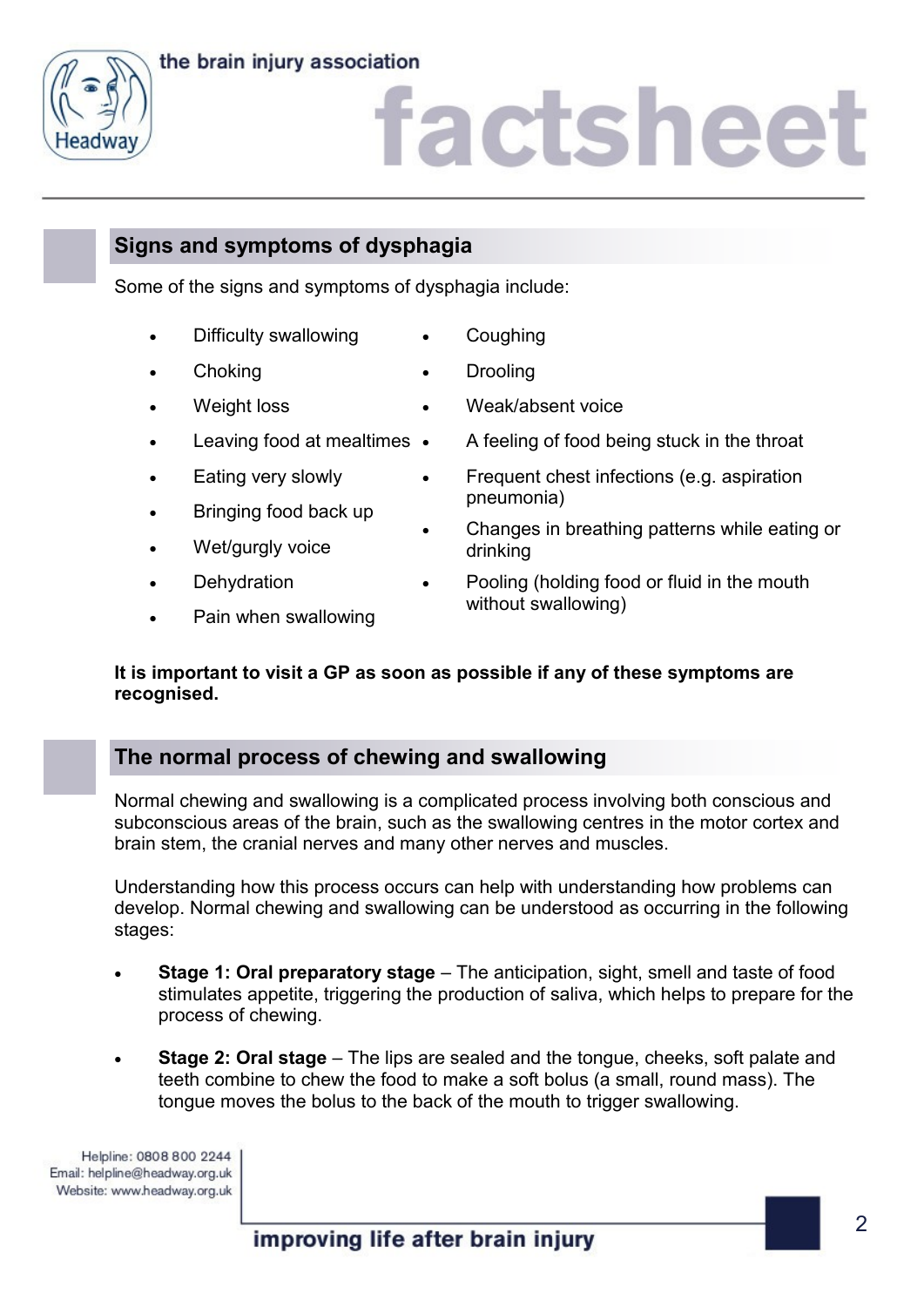## Signs and symptoms of dysphagia

Some of the signs and symptoms of dysphagia include:

- Difficulty swallowing
- Choking
- Weight loss
- Leaving food at mealtimes
- Eating very slowly
- Bringing food back up
- Wet/gurgly voice
- Dehydration
- Pain when swallowing
- Coughing
- Drooling
- Weak/absent voice
- A feeling of food being stuck in the throat
- Frequent chest infections (e.g. aspiration pneumonia)
- Changes in breathing patterns while eating or drinking
- Pooling (holding food or fluid in the mouth without swallowing)

**It is important to visit a GP as soon as possible if any of these symptoms are recognised.**

## The normal process of chewing and swallowing

Normal chewing and swallowing is a complicated process involving both conscious and subconscious areas of the brain, such as the swallowing centres in the motor cortex and brain stem, the cranial nerves and many other nerves and muscles.

Understanding how this process occurs can help with understanding how problems can develop. Normal chewing and swallowing can be understood as occurring in the following stages:

- **Stage 1: Oral preparatory stage** – The anticipation, sight, smell and taste of food stimulates appetite, triggering the production of saliva, which helps to prepare for the process of chewing.

- **Stage 2: Oral stage** – The lips are sealed and the tongue, cheeks, soft palate and teeth combine to chew the food to make a soft bolus (a small, round mass). The tongue moves the bolus to the back of the mouth to trigger swallowing.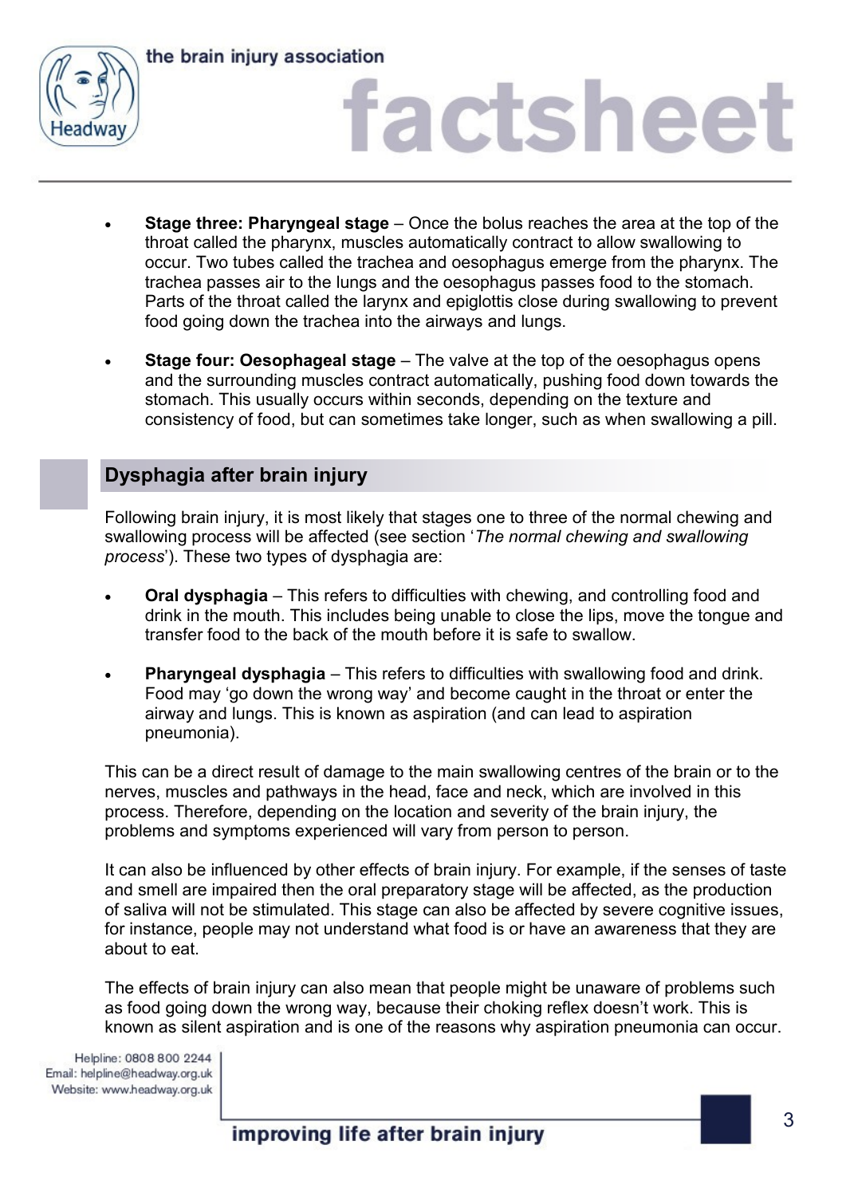- **Stage three: Pharyngeal stage** – Once the bolus reaches the area at the top of the throat called the pharynx, muscles automatically contract to allow swallowing to occur. Two tubes called the trachea and oesophagus emerge from the pharynx. The trachea passes air to the lungs and the oesophagus passes food to the stomach. Parts of the throat called the larynx and epiglottis close during swallowing to prevent food going down the trachea into the airways and lungs.

- **Stage four: Oesophageal stage** – The valve at the top of the oesophagus opens and the surrounding muscles contract automatically, pushing food down towards the stomach. This usually occurs within seconds, depending on the texture and consistency of food, but can sometimes take longer, such as when swallowing a pill.

## Dysphagia after brain injury

Following brain injury, it is most likely that stages one to three of the normal chewing and swallowing process will be affected (see section '*The normal chewing and swallowing process*'). These two types of dysphagia are:

- **Oral dysphagia** – This refers to difficulties with chewing, and controlling food and drink in the mouth. This includes being unable to close the lips, move the tongue and transfer food to the back of the mouth before it is safe to swallow.

- **Pharyngeal dysphagia** – This refers to difficulties with swallowing food and drink. Food may 'go down the wrong way' and become caught in the throat or enter the airway and lungs. This is known as aspiration (and can lead to aspiration pneumonia).

This can be a direct result of damage to the main swallowing centres of the brain or to the nerves, muscles and pathways in the head, face and neck, which are involved in this process. Therefore, depending on the location and severity of the brain injury, the problems and symptoms experienced will vary from person to person.

It can also be influenced by other effects of brain injury. For example, if the senses of taste and smell are impaired then the oral preparatory stage will be affected, as the production of saliva will not be stimulated. This stage can also be affected by severe cognitive issues, for instance, people may not understand what food is or have an awareness that they are about to eat.

The effects of brain injury can also mean that people might be unaware of problems such as food going down the wrong way, because their choking reflex doesn't work. This is known as silent aspiration and is one of the reasons why aspiration pneumonia can occur.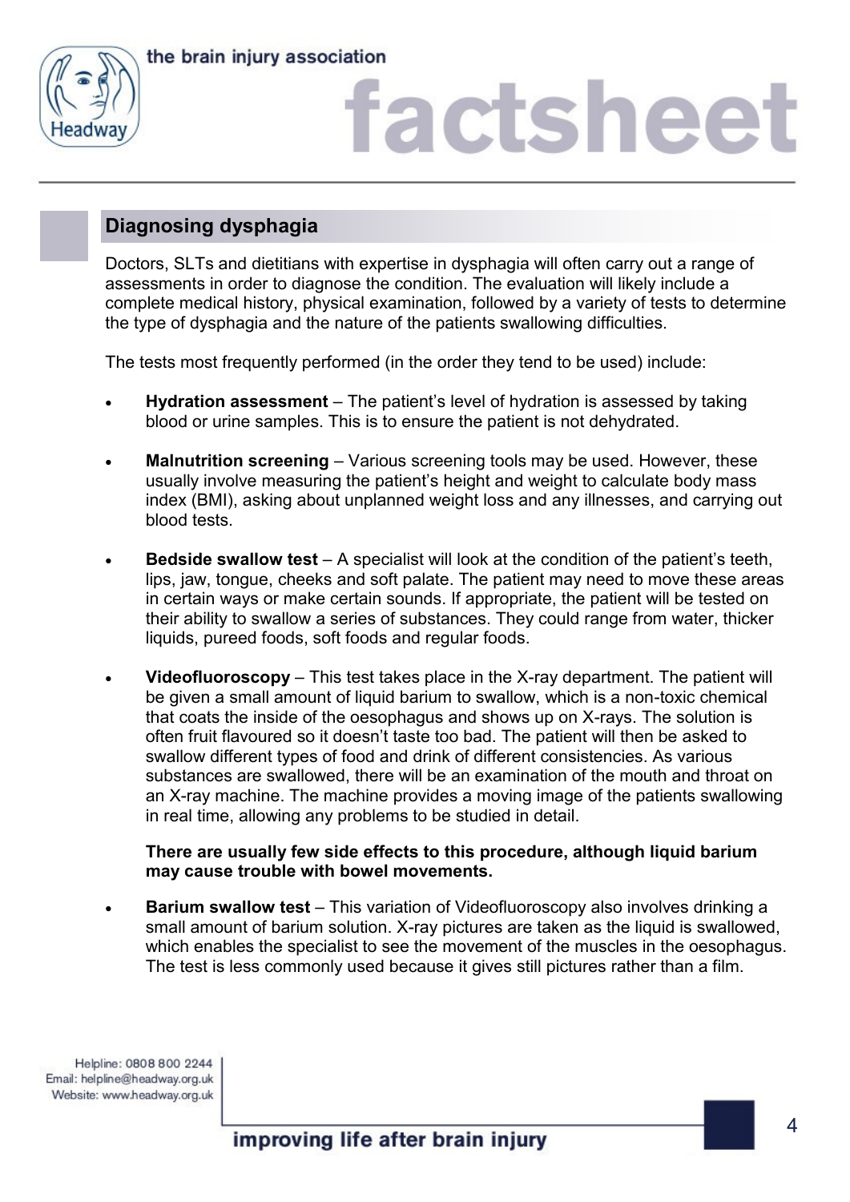## Diagnosing dysphagia

Doctors, SLTs and dietitians with expertise in dysphagia will often carry out a range of assessments in order to diagnose the condition. The evaluation will likely include a complete medical history, physical examination, followed by a variety of tests to determine the type of dysphagia and the nature of the patients swallowing difficulties.

The tests most frequently performed (in the order they tend to be used) include:

- **Hydration assessment** – The patient's level of hydration is assessed by taking blood or urine samples. This is to ensure the patient is not dehydrated.

- **Malnutrition screening** – Various screening tools may be used. However, these usually involve measuring the patient's height and weight to calculate body mass index (BMI), asking about unplanned weight loss and any illnesses, and carrying out blood tests.

- **Bedside swallow test** – A specialist will look at the condition of the patient's teeth, lips, jaw, tongue, cheeks and soft palate. The patient may need to move these areas in certain ways or make certain sounds. If appropriate, the patient will be tested on their ability to swallow a series of substances. They could range from water, thicker liquids, pureed foods, soft foods and regular foods.

- **Videofluoroscopy** – This test takes place in the X-ray department. The patient will be given a small amount of liquid barium to swallow, which is a non-toxic chemical that coats the inside of the oesophagus and shows up on X-rays. The solution is often fruit flavoured so it doesn't taste too bad. The patient will then be asked to swallow different types of food and drink of different consistencies. As various substances are swallowed, there will be an examination of the mouth and throat on an X-ray machine. The machine provides a moving image of the patients swallowing in real time, allowing any problems to be studied in detail.

  **There are usually few side effects to this procedure, although liquid barium may cause trouble with bowel movements.**

- **Barium swallow test** – This variation of Videofluoroscopy also involves drinking a small amount of barium solution. X-ray pictures are taken as the liquid is swallowed, which enables the specialist to see the movement of the muscles in the oesophagus. The test is less commonly used because it gives still pictures rather than a film.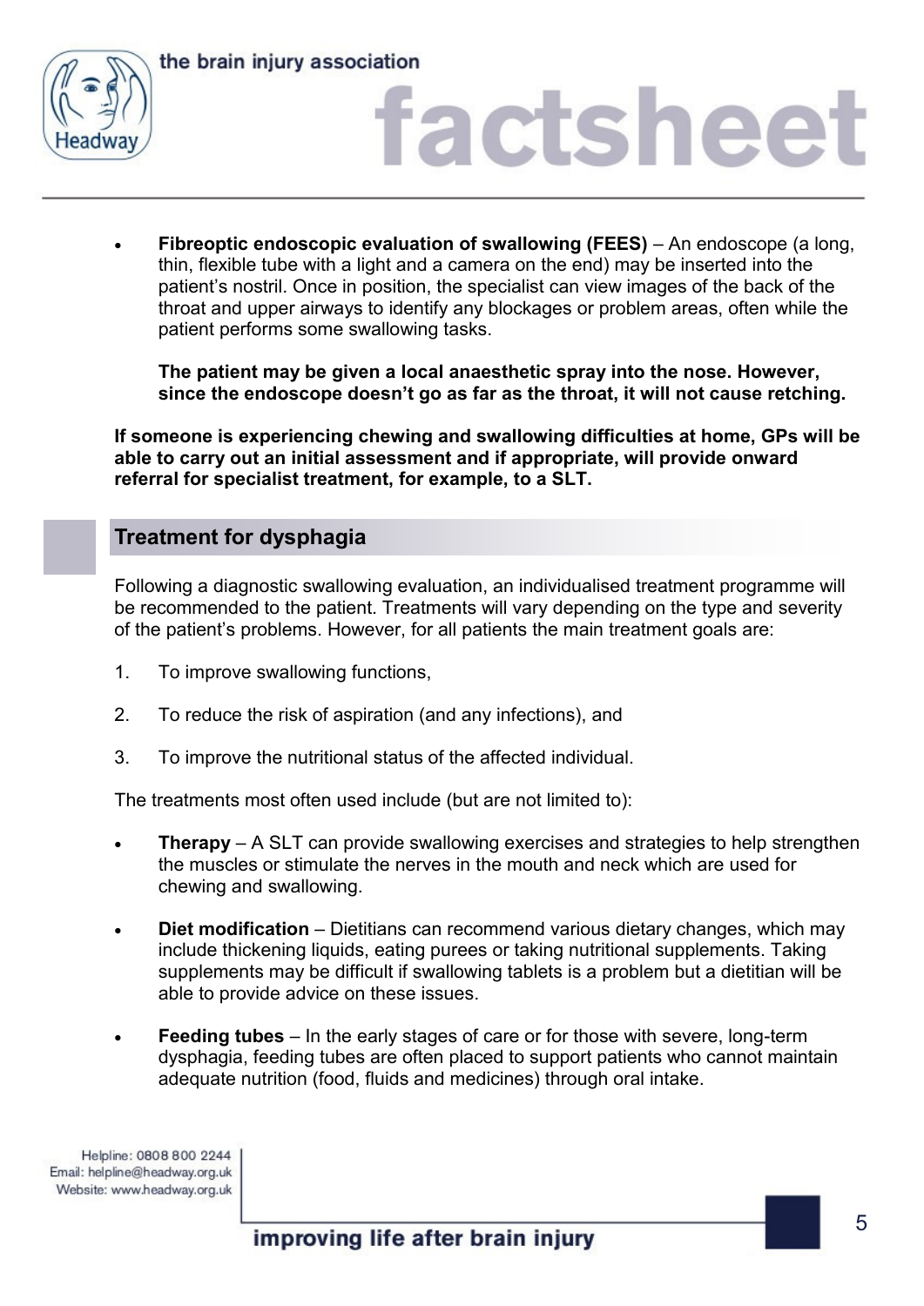- **Fibreoptic endoscopic evaluation of swallowing (FEES)** – An endoscope (a long, thin, flexible tube with a light and a camera on the end) may be inserted into the patient's nostril. Once in position, the specialist can view images of the back of the throat and upper airways to identify any blockages or problem areas, often while the patient performs some swallowing tasks.

  **The patient may be given a local anaesthetic spray into the nose. However, since the endoscope doesn't go as far as the throat, it will not cause retching.**

**If someone is experiencing chewing and swallowing difficulties at home, GPs will be able to carry out an initial assessment and if appropriate, will provide onward referral for specialist treatment, for example, to a SLT.**

## Treatment for dysphagia

Following a diagnostic swallowing evaluation, an individualised treatment programme will be recommended to the patient. Treatments will vary depending on the type and severity of the patient's problems. However, for all patients the main treatment goals are:

1. To improve swallowing functions,
2. To reduce the risk of aspiration (and any infections), and
3. To improve the nutritional status of the affected individual.

The treatments most often used include (but are not limited to):

- **Therapy** – A SLT can provide swallowing exercises and strategies to help strengthen the muscles or stimulate the nerves in the mouth and neck which are used for chewing and swallowing.
- **Diet modification** – Dietitians can recommend various dietary changes, which may include thickening liquids, eating purees or taking nutritional supplements. Taking supplements may be difficult if swallowing tablets is a problem but a dietitian will be able to provide advice on these issues.
- **Feeding tubes** – In the early stages of care or for those with severe, long-term dysphagia, feeding tubes are often placed to support patients who cannot maintain adequate nutrition (food, fluids and medicines) through oral intake.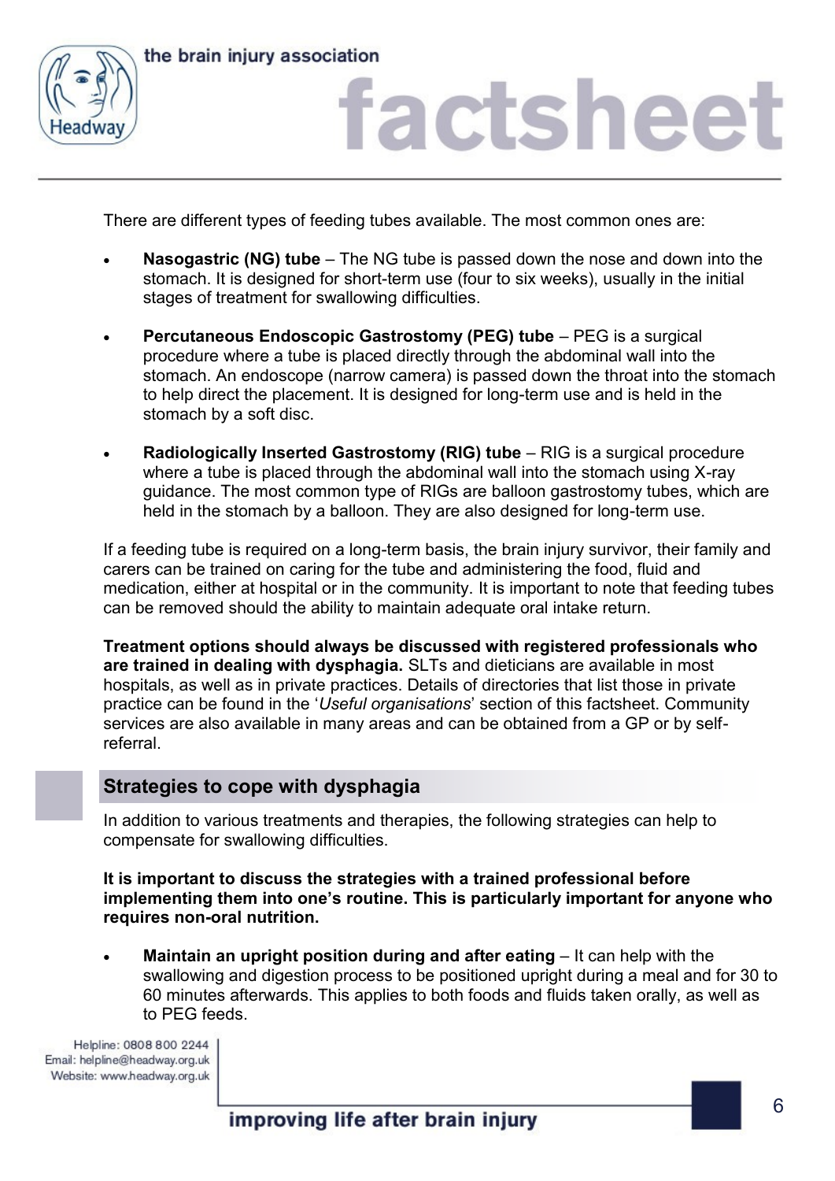There are different types of feeding tubes available. The most common ones are:

- **Nasogastric (NG) tube** – The NG tube is passed down the nose and down into the stomach. It is designed for short-term use (four to six weeks), usually in the initial stages of treatment for swallowing difficulties.

- **Percutaneous Endoscopic Gastrostomy (PEG) tube** – PEG is a surgical procedure where a tube is placed directly through the abdominal wall into the stomach. An endoscope (narrow camera) is passed down the throat into the stomach to help direct the placement. It is designed for long-term use and is held in the stomach by a soft disc.

- **Radiologically Inserted Gastrostomy (RIG) tube** – RIG is a surgical procedure where a tube is placed through the abdominal wall into the stomach using X-ray guidance. The most common type of RIGs are balloon gastrostomy tubes, which are held in the stomach by a balloon. They are also designed for long-term use.

If a feeding tube is required on a long-term basis, the brain injury survivor, their family and carers can be trained on caring for the tube and administering the food, fluid and medication, either at hospital or in the community. It is important to note that feeding tubes can be removed should the ability to maintain adequate oral intake return.

**Treatment options should always be discussed with registered professionals who are trained in dealing with dysphagia.** SLTs and dieticians are available in most hospitals, as well as in private practices. Details of directories that list those in private practice can be found in the '*Useful organisations*' section of this factsheet. Community services are also available in many areas and can be obtained from a GP or by self-referral.

## Strategies to cope with dysphagia

In addition to various treatments and therapies, the following strategies can help to compensate for swallowing difficulties.

**It is important to discuss the strategies with a trained professional before implementing them into one's routine. This is particularly important for anyone who requires non-oral nutrition.**

- **Maintain an upright position during and after eating** – It can help with the swallowing and digestion process to be positioned upright during a meal and for 30 to 60 minutes afterwards. This applies to both foods and fluids taken orally, as well as to PEG feeds.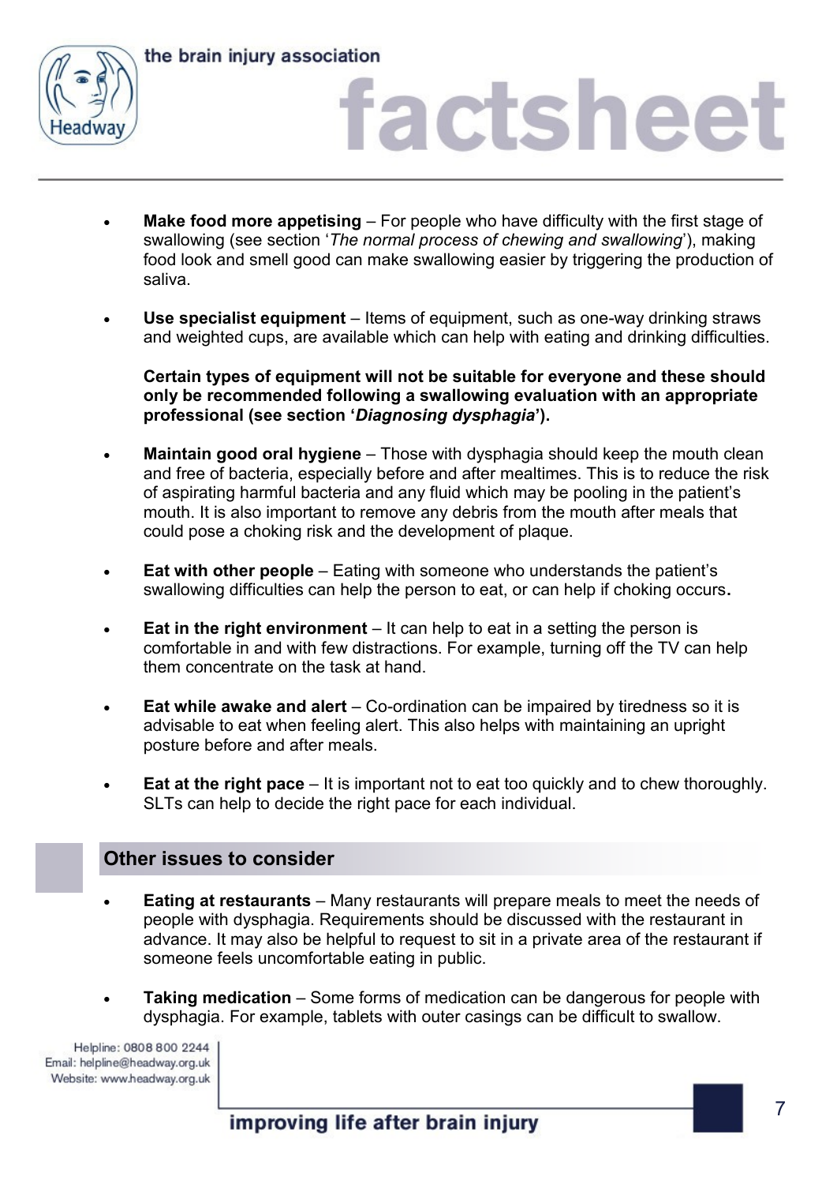- **Make food more appetising** – For people who have difficulty with the first stage of swallowing (see section '*The normal process of chewing and swallowing*'), making food look and smell good can make swallowing easier by triggering the production of saliva.

- **Use specialist equipment** – Items of equipment, such as one-way drinking straws and weighted cups, are available which can help with eating and drinking difficulties.

  **Certain types of equipment will not be suitable for everyone and these should only be recommended following a swallowing evaluation with an appropriate professional (see section '*Diagnosing dysphagia*').**

- **Maintain good oral hygiene** – Those with dysphagia should keep the mouth clean and free of bacteria, especially before and after mealtimes. This is to reduce the risk of aspirating harmful bacteria and any fluid which may be pooling in the patient's mouth. It is also important to remove any debris from the mouth after meals that could pose a choking risk and the development of plaque.

- **Eat with other people** – Eating with someone who understands the patient's swallowing difficulties can help the person to eat, or can help if choking occurs**.**

- **Eat in the right environment** – It can help to eat in a setting the person is comfortable in and with few distractions. For example, turning off the TV can help them concentrate on the task at hand.

- **Eat while awake and alert** – Co-ordination can be impaired by tiredness so it is advisable to eat when feeling alert. This also helps with maintaining an upright posture before and after meals.

- **Eat at the right pace** – It is important not to eat too quickly and to chew thoroughly. SLTs can help to decide the right pace for each individual.

## Other issues to consider

- **Eating at restaurants** – Many restaurants will prepare meals to meet the needs of people with dysphagia. Requirements should be discussed with the restaurant in advance. It may also be helpful to request to sit in a private area of the restaurant if someone feels uncomfortable eating in public.

- **Taking medication** – Some forms of medication can be dangerous for people with dysphagia. For example, tablets with outer casings can be difficult to swallow.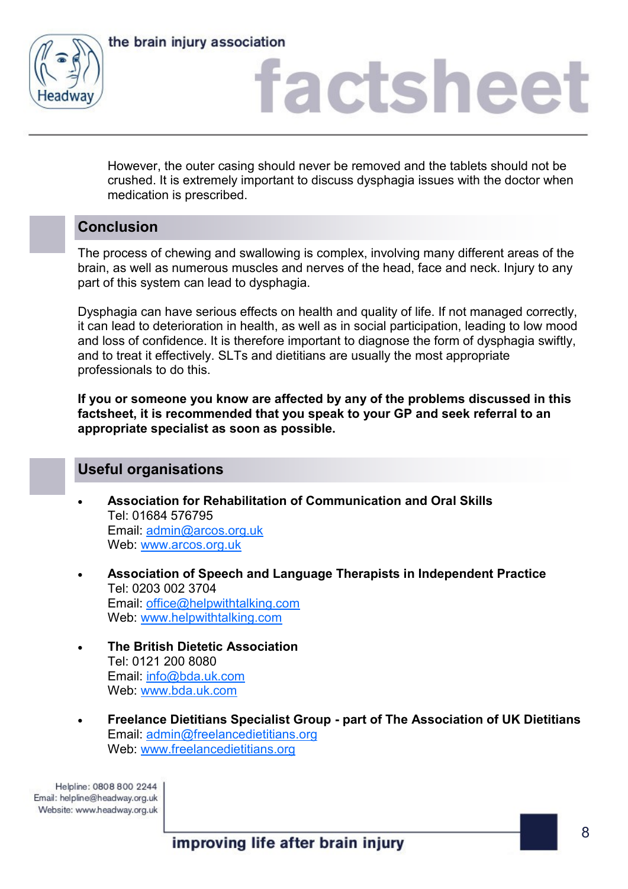However, the outer casing should never be removed and the tablets should not be crushed. It is extremely important to discuss dysphagia issues with the doctor when medication is prescribed.

## Conclusion

The process of chewing and swallowing is complex, involving many different areas of the brain, as well as numerous muscles and nerves of the head, face and neck. Injury to any part of this system can lead to dysphagia.

Dysphagia can have serious effects on health and quality of life. If not managed correctly, it can lead to deterioration in health, as well as in social participation, leading to low mood and loss of confidence. It is therefore important to diagnose the form of dysphagia swiftly, and to treat it effectively. SLTs and dietitians are usually the most appropriate professionals to do this.

**If you or someone you know are affected by any of the problems discussed in this factsheet, it is recommended that you speak to your GP and seek referral to an appropriate specialist as soon as possible.**

## Useful organisations

- **Association for Rehabilitation of Communication and Oral Skills**
  Tel: 01684 576795
  Email: admin@arcos.org.uk
  Web: www.arcos.org.uk

- **Association of Speech and Language Therapists in Independent Practice**
  Tel: 0203 002 3704
  Email: office@helpwithtalking.com
  Web: www.helpwithtalking.com

- **The British Dietetic Association**
  Tel: 0121 200 8080
  Email: info@bda.uk.com
  Web: www.bda.uk.com

- **Freelance Dietitians Specialist Group - part of The Association of UK Dietitians**
  Email: admin@freelancedietitians.org
  Web: www.freelancedietitians.org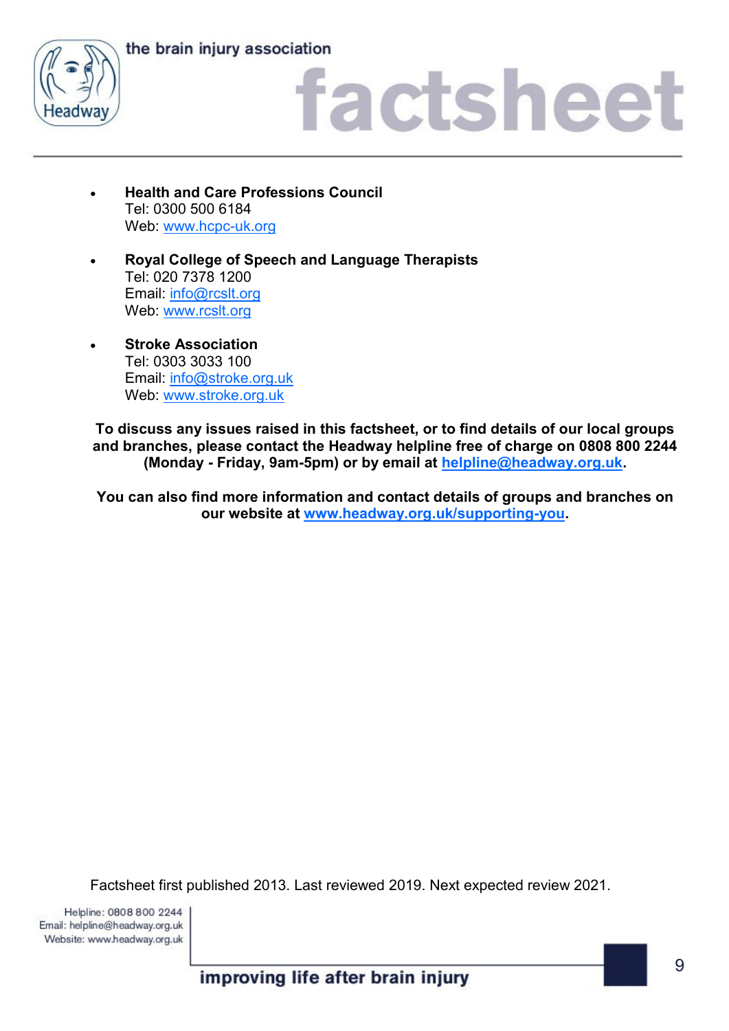- **Health and Care Professions Council**
  Tel: 0300 500 6184
  Web: www.hcpc-uk.org

- **Royal College of Speech and Language Therapists**
  Tel: 020 7378 1200
  Email: info@rcslt.org
  Web: www.rcslt.org

- **Stroke Association**
  Tel: 0303 3033 100
  Email: info@stroke.org.uk
  Web: www.stroke.org.uk

**To discuss any issues raised in this factsheet, or to find details of our local groups and branches, please contact the Headway helpline free of charge on 0808 800 2244 (Monday - Friday, 9am-5pm) or by email at helpline@headway.org.uk.**

**You can also find more information and contact details of groups and branches on our website at www.headway.org.uk/supporting-you.**

Factsheet first published 2013. Last reviewed 2019. Next expected review 2021.